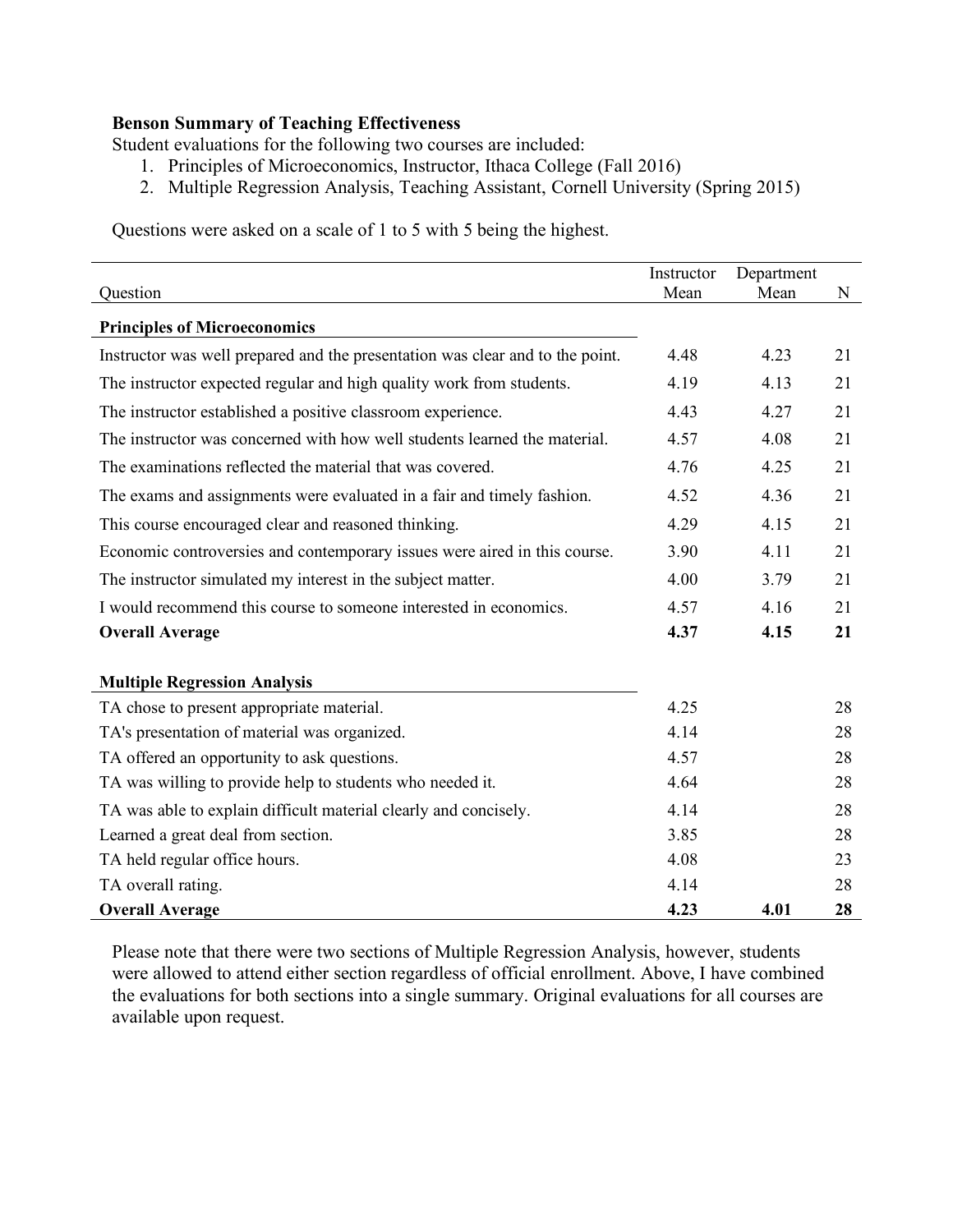**Benson Summary of Teaching Effectiveness**

Student evaluations for the following two courses are included:

1. Principles of Microeconomics, Instructor, Ithaca College (Fall 2016)
2. Multiple Regression Analysis, Teaching Assistant, Cornell University (Spring 2015)

Questions were asked on a scale of 1 to 5 with 5 being the highest.

| Question | Instructor Mean | Department Mean | N |
|---|---|---|---|
| **Principles of Microeconomics** | | | |
| Instructor was well prepared and the presentation was clear and to the point. | 4.48 | 4.23 | 21 |
| The instructor expected regular and high quality work from students. | 4.19 | 4.13 | 21 |
| The instructor established a positive classroom experience. | 4.43 | 4.27 | 21 |
| The instructor was concerned with how well students learned the material. | 4.57 | 4.08 | 21 |
| The examinations reflected the material that was covered. | 4.76 | 4.25 | 21 |
| The exams and assignments were evaluated in a fair and timely fashion. | 4.52 | 4.36 | 21 |
| This course encouraged clear and reasoned thinking. | 4.29 | 4.15 | 21 |
| Economic controversies and contemporary issues were aired in this course. | 3.90 | 4.11 | 21 |
| The instructor simulated my interest in the subject matter. | 4.00 | 3.79 | 21 |
| I would recommend this course to someone interested in economics. | 4.57 | 4.16 | 21 |
| **Overall Average** | **4.37** | **4.15** | **21** |
| | | | |
| **Multiple Regression Analysis** | | | |
| TA chose to present appropriate material. | 4.25 | | 28 |
| TA's presentation of material was organized. | 4.14 | | 28 |
| TA offered an opportunity to ask questions. | 4.57 | | 28 |
| TA was willing to provide help to students who needed it. | 4.64 | | 28 |
| TA was able to explain difficult material clearly and concisely. | 4.14 | | 28 |
| Learned a great deal from section. | 3.85 | | 28 |
| TA held regular office hours. | 4.08 | | 23 |
| TA overall rating. | 4.14 | | 28 |
| **Overall Average** | **4.23** | **4.01** | **28** |

Please note that there were two sections of Multiple Regression Analysis, however, students were allowed to attend either section regardless of official enrollment. Above, I have combined the evaluations for both sections into a single summary. Original evaluations for all courses are available upon request.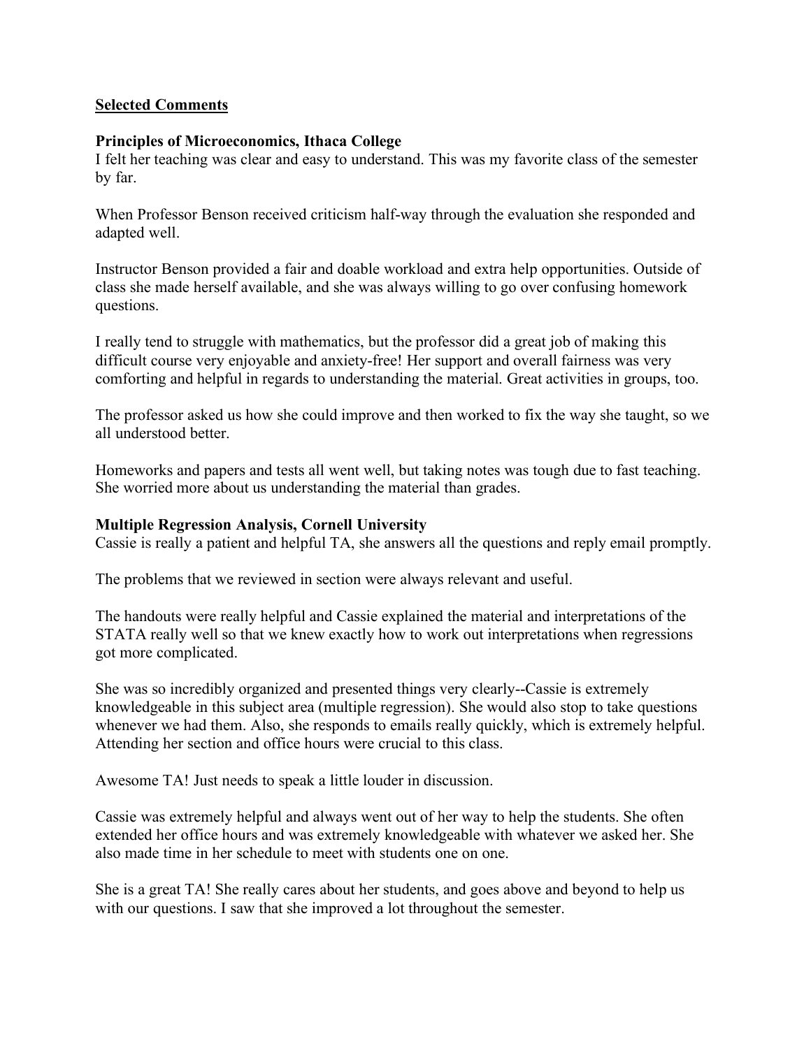## Selected Comments

### Principles of Microeconomics, Ithaca College

I felt her teaching was clear and easy to understand. This was my favorite class of the semester by far.

When Professor Benson received criticism half-way through the evaluation she responded and adapted well.

Instructor Benson provided a fair and doable workload and extra help opportunities. Outside of class she made herself available, and she was always willing to go over confusing homework questions.

I really tend to struggle with mathematics, but the professor did a great job of making this difficult course very enjoyable and anxiety-free! Her support and overall fairness was very comforting and helpful in regards to understanding the material. Great activities in groups, too.

The professor asked us how she could improve and then worked to fix the way she taught, so we all understood better.

Homeworks and papers and tests all went well, but taking notes was tough due to fast teaching. She worried more about us understanding the material than grades.

### Multiple Regression Analysis, Cornell University

Cassie is really a patient and helpful TA, she answers all the questions and reply email promptly.

The problems that we reviewed in section were always relevant and useful.

The handouts were really helpful and Cassie explained the material and interpretations of the STATA really well so that we knew exactly how to work out interpretations when regressions got more complicated.

She was so incredibly organized and presented things very clearly--Cassie is extremely knowledgeable in this subject area (multiple regression). She would also stop to take questions whenever we had them. Also, she responds to emails really quickly, which is extremely helpful. Attending her section and office hours were crucial to this class.

Awesome TA! Just needs to speak a little louder in discussion.

Cassie was extremely helpful and always went out of her way to help the students. She often extended her office hours and was extremely knowledgeable with whatever we asked her. She also made time in her schedule to meet with students one on one.

She is a great TA! She really cares about her students, and goes above and beyond to help us with our questions. I saw that she improved a lot throughout the semester.